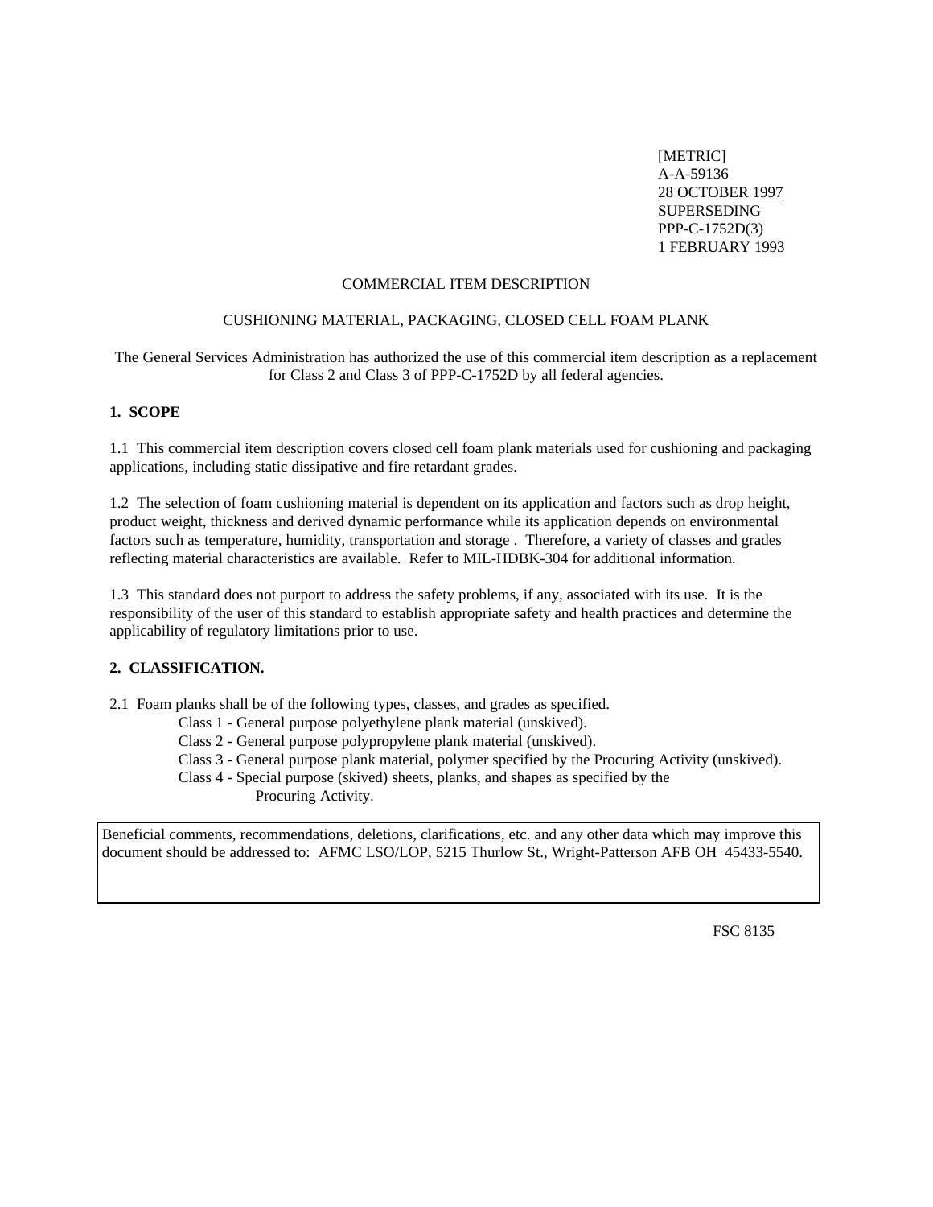[METRIC]
A-A-59136
28 OCTOBER 1997
SUPERSEDING
PPP-C-1752D(3)
1 FEBRUARY 1993

COMMERCIAL ITEM DESCRIPTION

CUSHIONING MATERIAL, PACKAGING, CLOSED CELL FOAM PLANK

The General Services Administration has authorized the use of this commercial item description as a replacement for Class 2 and Class 3 of PPP-C-1752D by all federal agencies.

## 1. SCOPE

1.1 This commercial item description covers closed cell foam plank materials used for cushioning and packaging applications, including static dissipative and fire retardant grades.

1.2 The selection of foam cushioning material is dependent on its application and factors such as drop height, product weight, thickness and derived dynamic performance while its application depends on environmental factors such as temperature, humidity, transportation and storage . Therefore, a variety of classes and grades reflecting material characteristics are available. Refer to MIL-HDBK-304 for additional information.

1.3 This standard does not purport to address the safety problems, if any, associated with its use. It is the responsibility of the user of this standard to establish appropriate safety and health practices and determine the applicability of regulatory limitations prior to use.

## 2. CLASSIFICATION.

2.1 Foam planks shall be of the following types, classes, and grades as specified.

- Class 1 - General purpose polyethylene plank material (unskived).
- Class 2 - General purpose polypropylene plank material (unskived).
- Class 3 - General purpose plank material, polymer specified by the Procuring Activity (unskived).
- Class 4 - Special purpose (skived) sheets, planks, and shapes as specified by the Procuring Activity.

Beneficial comments, recommendations, deletions, clarifications, etc. and any other data which may improve this document should be addressed to: AFMC LSO/LOP, 5215 Thurlow St., Wright-Patterson AFB OH 45433-5540.

FSC 8135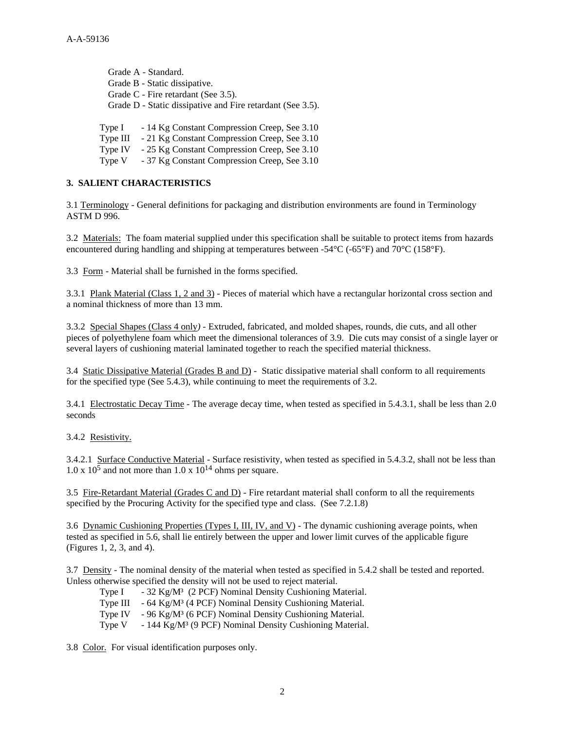Grade A - Standard.
Grade B - Static dissipative.
Grade C - Fire retardant (See 3.5).
Grade D - Static dissipative and Fire retardant (See 3.5).

Type I - 14 Kg Constant Compression Creep, See 3.10
Type III - 21 Kg Constant Compression Creep, See 3.10
Type IV - 25 Kg Constant Compression Creep, See 3.10
Type V - 37 Kg Constant Compression Creep, See 3.10

## 3. SALIENT CHARACTERISTICS

3.1 Terminology - General definitions for packaging and distribution environments are found in Terminology ASTM D 996.

3.2 Materials: The foam material supplied under this specification shall be suitable to protect items from hazards encountered during handling and shipping at temperatures between -54°C (-65°F) and 70°C (158°F).

3.3 Form - Material shall be furnished in the forms specified.

3.3.1 Plank Material (Class 1, 2 and 3) - Pieces of material which have a rectangular horizontal cross section and a nominal thickness of more than 13 mm.

3.3.2 Special Shapes (Class 4 only) - Extruded, fabricated, and molded shapes, rounds, die cuts, and all other pieces of polyethylene foam which meet the dimensional tolerances of 3.9. Die cuts may consist of a single layer or several layers of cushioning material laminated together to reach the specified material thickness.

3.4 Static Dissipative Material (Grades B and D) - Static dissipative material shall conform to all requirements for the specified type (See 5.4.3), while continuing to meet the requirements of 3.2.

3.4.1 Electrostatic Decay Time - The average decay time, when tested as specified in 5.4.3.1, shall be less than 2.0 seconds

3.4.2 Resistivity.

3.4.2.1 Surface Conductive Material - Surface resistivity, when tested as specified in 5.4.3.2, shall not be less than $1.0 \times 10^5$ and not more than $1.0 \times 10^{14}$ ohms per square.

3.5 Fire-Retardant Material (Grades C and D) - Fire retardant material shall conform to all the requirements specified by the Procuring Activity for the specified type and class. (See 7.2.1.8)

3.6 Dynamic Cushioning Properties (Types I, III, IV, and V) - The dynamic cushioning average points, when tested as specified in 5.6, shall lie entirely between the upper and lower limit curves of the applicable figure (Figures 1, 2, 3, and 4).

3.7 Density - The nominal density of the material when tested as specified in 5.4.2 shall be tested and reported. Unless otherwise specified the density will not be used to reject material.

Type I - 32 Kg/M³ (2 PCF) Nominal Density Cushioning Material.
Type III - 64 Kg/M³ (4 PCF) Nominal Density Cushioning Material.
Type IV - 96 Kg/M³ (6 PCF) Nominal Density Cushioning Material.
Type V - 144 Kg/M³ (9 PCF) Nominal Density Cushioning Material.

3.8 Color. For visual identification purposes only.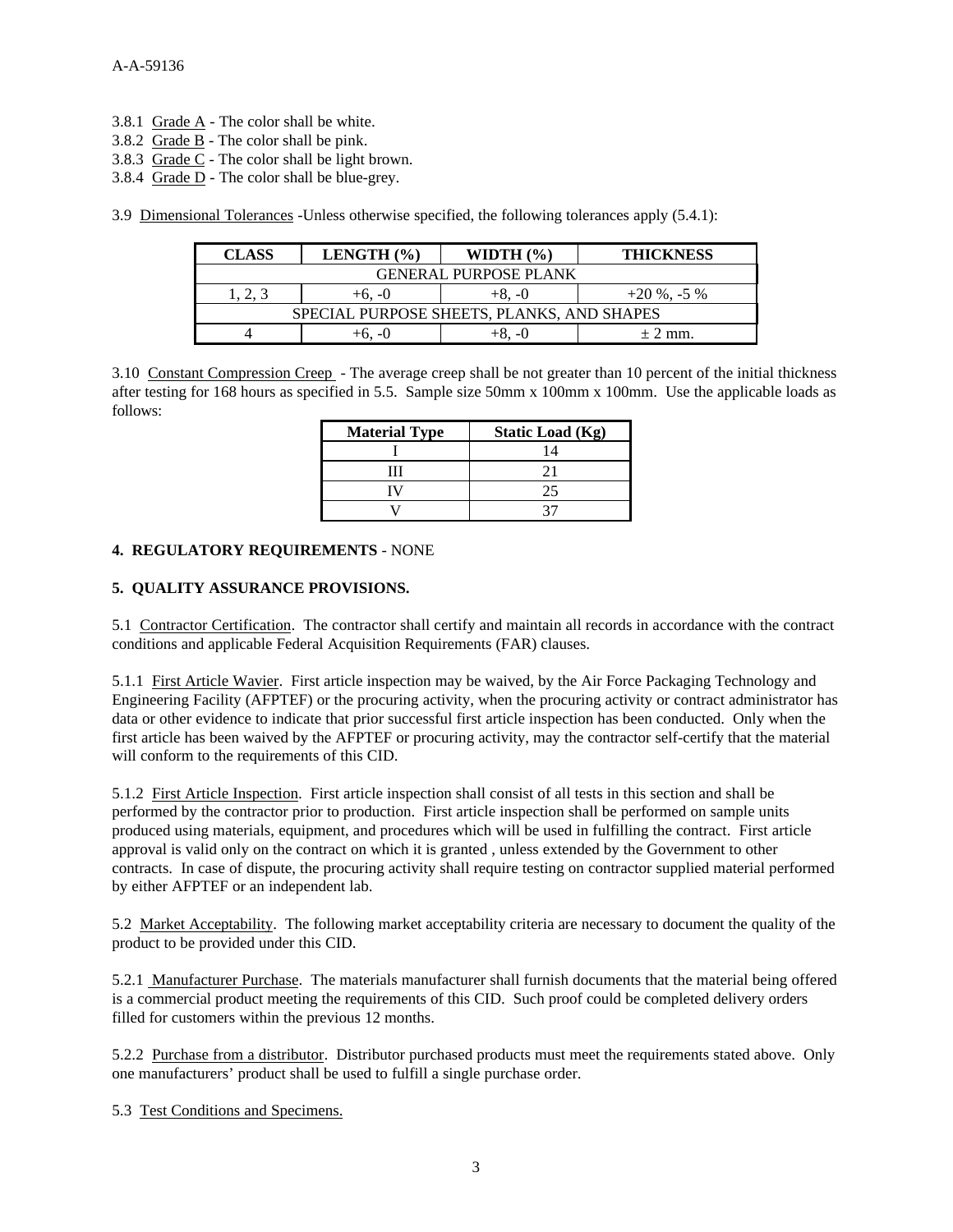3.8.1 Grade A - The color shall be white.
3.8.2 Grade B - The color shall be pink.
3.8.3 Grade C - The color shall be light brown.
3.8.4 Grade D - The color shall be blue-grey.

3.9 Dimensional Tolerances -Unless otherwise specified, the following tolerances apply (5.4.1):

| CLASS | LENGTH (%) | WIDTH (%) | THICKNESS |
|---|---|---|---|
| GENERAL PURPOSE PLANK | | | |
| 1, 2, 3 | +6, -0 | +8, -0 | +20 %, -5 % |
| SPECIAL PURPOSE SHEETS, PLANKS, AND SHAPES | | | |
| 4 | +6, -0 | +8, -0 | ± 2 mm. |

3.10 Constant Compression Creep - The average creep shall be not greater than 10 percent of the initial thickness after testing for 168 hours as specified in 5.5. Sample size 50mm x 100mm x 100mm. Use the applicable loads as follows:

| Material Type | Static Load (Kg) |
|---|---|
| I | 14 |
| III | 21 |
| IV | 25 |
| V | 37 |

**4. REGULATORY REQUIREMENTS** - NONE

**5. QUALITY ASSURANCE PROVISIONS.**

5.1 Contractor Certification. The contractor shall certify and maintain all records in accordance with the contract conditions and applicable Federal Acquisition Requirements (FAR) clauses.

5.1.1 First Article Wavier. First article inspection may be waived, by the Air Force Packaging Technology and Engineering Facility (AFPTEF) or the procuring activity, when the procuring activity or contract administrator has data or other evidence to indicate that prior successful first article inspection has been conducted. Only when the first article has been waived by the AFPTEF or procuring activity, may the contractor self-certify that the material will conform to the requirements of this CID.

5.1.2 First Article Inspection. First article inspection shall consist of all tests in this section and shall be performed by the contractor prior to production. First article inspection shall be performed on sample units produced using materials, equipment, and procedures which will be used in fulfilling the contract. First article approval is valid only on the contract on which it is granted , unless extended by the Government to other contracts. In case of dispute, the procuring activity shall require testing on contractor supplied material performed by either AFPTEF or an independent lab.

5.2 Market Acceptability. The following market acceptability criteria are necessary to document the quality of the product to be provided under this CID.

5.2.1 Manufacturer Purchase. The materials manufacturer shall furnish documents that the material being offered is a commercial product meeting the requirements of this CID. Such proof could be completed delivery orders filled for customers within the previous 12 months.

5.2.2 Purchase from a distributor. Distributor purchased products must meet the requirements stated above. Only one manufacturers' product shall be used to fulfill a single purchase order.

5.3 Test Conditions and Specimens.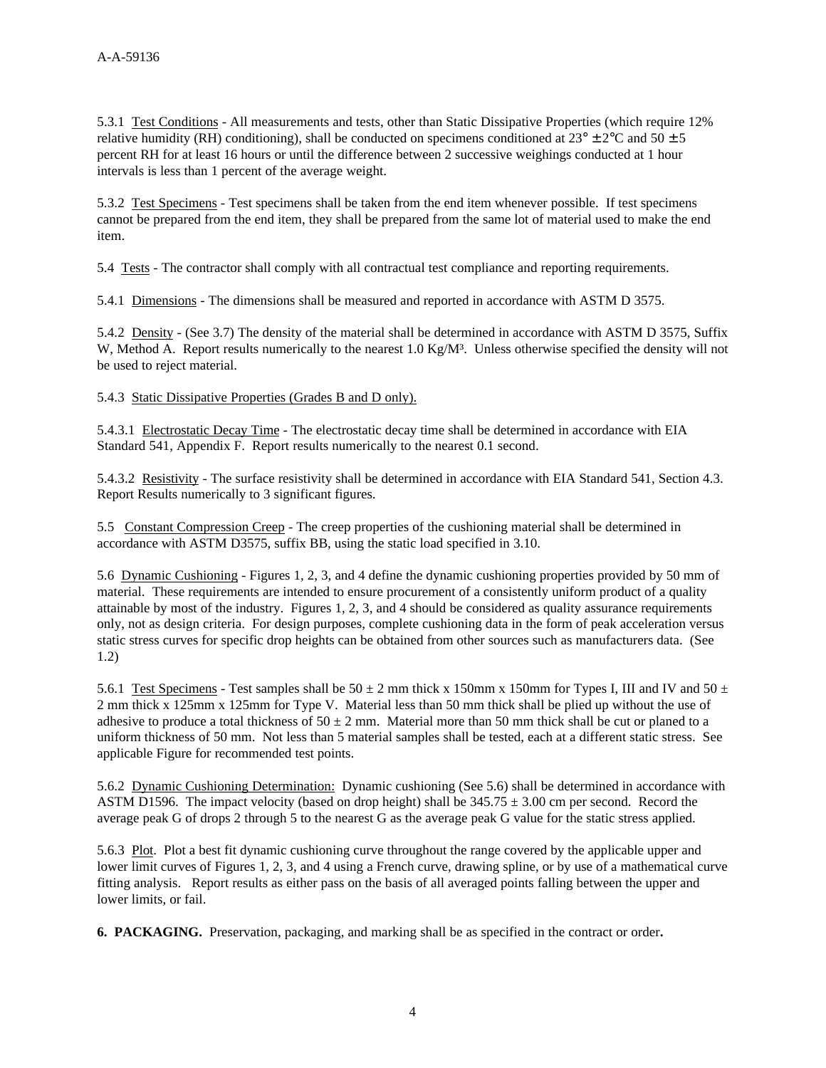5.3.1 Test Conditions - All measurements and tests, other than Static Dissipative Properties (which require 12% relative humidity (RH) conditioning), shall be conducted on specimens conditioned at 23° ± 2°C and 50 ± 5 percent RH for at least 16 hours or until the difference between 2 successive weighings conducted at 1 hour intervals is less than 1 percent of the average weight.

5.3.2 Test Specimens - Test specimens shall be taken from the end item whenever possible. If test specimens cannot be prepared from the end item, they shall be prepared from the same lot of material used to make the end item.

5.4 Tests - The contractor shall comply with all contractual test compliance and reporting requirements.

5.4.1 Dimensions - The dimensions shall be measured and reported in accordance with ASTM D 3575.

5.4.2 Density - (See 3.7) The density of the material shall be determined in accordance with ASTM D 3575, Suffix W, Method A. Report results numerically to the nearest 1.0 Kg/M³. Unless otherwise specified the density will not be used to reject material.

5.4.3 Static Dissipative Properties (Grades B and D only).

5.4.3.1 Electrostatic Decay Time - The electrostatic decay time shall be determined in accordance with EIA Standard 541, Appendix F. Report results numerically to the nearest 0.1 second.

5.4.3.2 Resistivity - The surface resistivity shall be determined in accordance with EIA Standard 541, Section 4.3. Report Results numerically to 3 significant figures.

5.5 Constant Compression Creep - The creep properties of the cushioning material shall be determined in accordance with ASTM D3575, suffix BB, using the static load specified in 3.10.

5.6 Dynamic Cushioning - Figures 1, 2, 3, and 4 define the dynamic cushioning properties provided by 50 mm of material. These requirements are intended to ensure procurement of a consistently uniform product of a quality attainable by most of the industry. Figures 1, 2, 3, and 4 should be considered as quality assurance requirements only, not as design criteria. For design purposes, complete cushioning data in the form of peak acceleration versus static stress curves for specific drop heights can be obtained from other sources such as manufacturers data. (See 1.2)

5.6.1 Test Specimens - Test samples shall be 50 ± 2 mm thick x 150mm x 150mm for Types I, III and IV and 50 ± 2 mm thick x 125mm x 125mm for Type V. Material less than 50 mm thick shall be plied up without the use of adhesive to produce a total thickness of 50 ± 2 mm. Material more than 50 mm thick shall be cut or planed to a uniform thickness of 50 mm. Not less than 5 material samples shall be tested, each at a different static stress. See applicable Figure for recommended test points.

5.6.2 Dynamic Cushioning Determination: Dynamic cushioning (See 5.6) shall be determined in accordance with ASTM D1596. The impact velocity (based on drop height) shall be 345.75 ± 3.00 cm per second. Record the average peak G of drops 2 through 5 to the nearest G as the average peak G value for the static stress applied.

5.6.3 Plot. Plot a best fit dynamic cushioning curve throughout the range covered by the applicable upper and lower limit curves of Figures 1, 2, 3, and 4 using a French curve, drawing spline, or by use of a mathematical curve fitting analysis. Report results as either pass on the basis of all averaged points falling between the upper and lower limits, or fail.

**6. PACKAGING.** Preservation, packaging, and marking shall be as specified in the contract or order**.**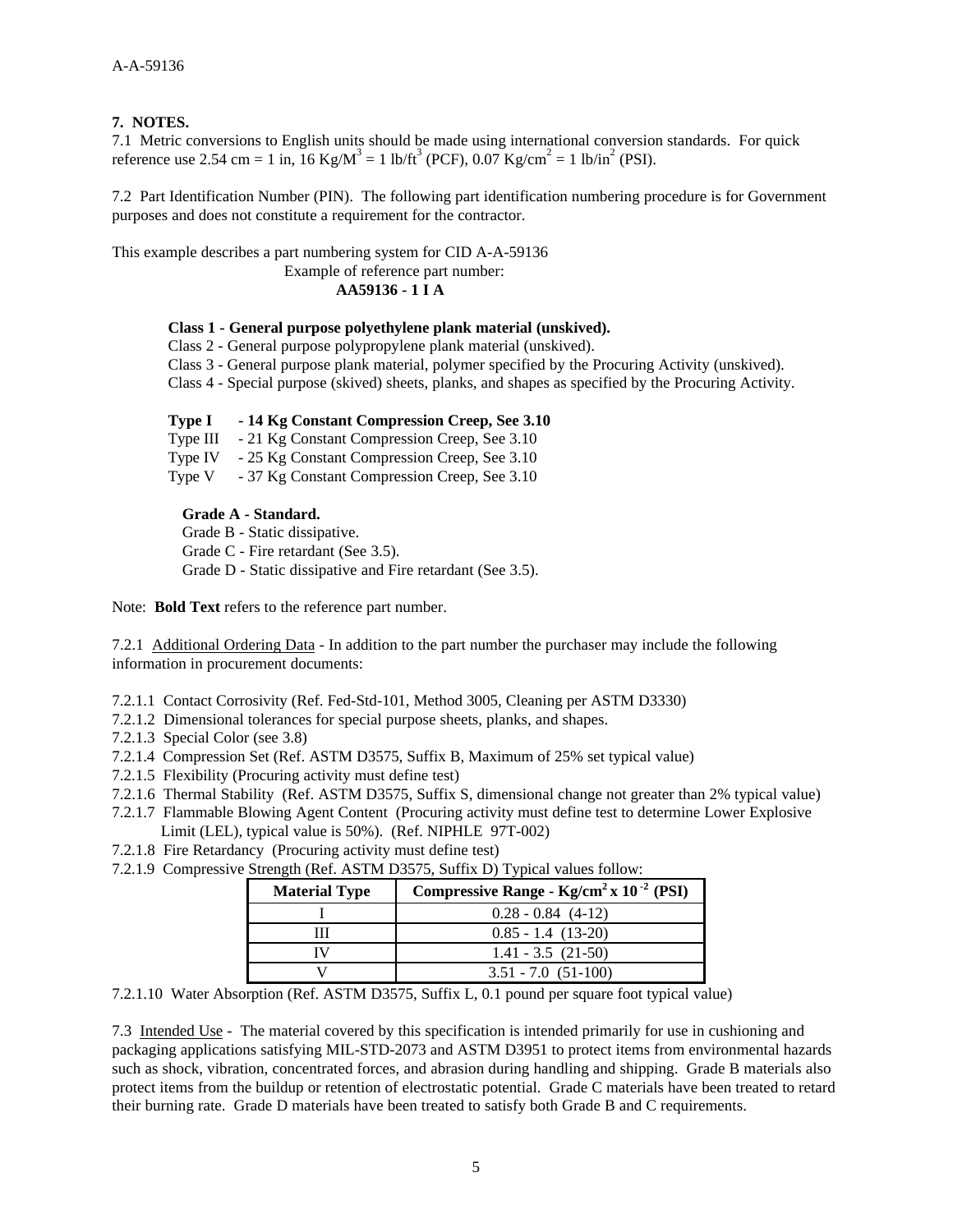## 7. NOTES.

7.1 Metric conversions to English units should be made using international conversion standards. For quick reference use 2.54 cm = 1 in, 16 $Kg/M^3$ = 1 $lb/ft^3$ (PCF), 0.07 $Kg/cm^2$ = 1 $lb/in^2$ (PSI).

7.2 Part Identification Number (PIN). The following part identification numbering procedure is for Government purposes and does not constitute a requirement for the contractor.

This example describes a part numbering system for CID A-A-59136

Example of reference part number:

**AA59136 - 1 I A**

**Class 1 - General purpose polyethylene plank material (unskived).**
Class 2 - General purpose polypropylene plank material (unskived).
Class 3 - General purpose plank material, polymer specified by the Procuring Activity (unskived).
Class 4 - Special purpose (skived) sheets, planks, and shapes as specified by the Procuring Activity.

**Type I - 14 Kg Constant Compression Creep, See 3.10**
Type III - 21 Kg Constant Compression Creep, See 3.10
Type IV - 25 Kg Constant Compression Creep, See 3.10
Type V - 37 Kg Constant Compression Creep, See 3.10

**Grade A - Standard.**
Grade B - Static dissipative.
Grade C - Fire retardant (See 3.5).
Grade D - Static dissipative and Fire retardant (See 3.5).

Note: **Bold Text** refers to the reference part number.

7.2.1 Additional Ordering Data - In addition to the part number the purchaser may include the following information in procurement documents:

7.2.1.1 Contact Corrosivity (Ref. Fed-Std-101, Method 3005, Cleaning per ASTM D3330)
7.2.1.2 Dimensional tolerances for special purpose sheets, planks, and shapes.
7.2.1.3 Special Color (see 3.8)
7.2.1.4 Compression Set (Ref. ASTM D3575, Suffix B, Maximum of 25% set typical value)
7.2.1.5 Flexibility (Procuring activity must define test)
7.2.1.6 Thermal Stability (Ref. ASTM D3575, Suffix S, dimensional change not greater than 2% typical value)
7.2.1.7 Flammable Blowing Agent Content (Procuring activity must define test to determine Lower Explosive Limit (LEL), typical value is 50%). (Ref. NIPHLE 97T-002)
7.2.1.8 Fire Retardancy (Procuring activity must define test)
7.2.1.9 Compressive Strength (Ref. ASTM D3575, Suffix D) Typical values follow:

| Material Type | Compressive Range - $Kg/cm^2 \times 10^{-2}$ (PSI) |
|---|---|
| I | 0.28 - 0.84 (4-12) |
| III | 0.85 - 1.4 (13-20) |
| IV | 1.41 - 3.5 (21-50) |
| V | 3.51 - 7.0 (51-100) |

7.2.1.10 Water Absorption (Ref. ASTM D3575, Suffix L, 0.1 pound per square foot typical value)

7.3 Intended Use - The material covered by this specification is intended primarily for use in cushioning and packaging applications satisfying MIL-STD-2073 and ASTM D3951 to protect items from environmental hazards such as shock, vibration, concentrated forces, and abrasion during handling and shipping. Grade B materials also protect items from the buildup or retention of electrostatic potential. Grade C materials have been treated to retard their burning rate. Grade D materials have been treated to satisfy both Grade B and C requirements.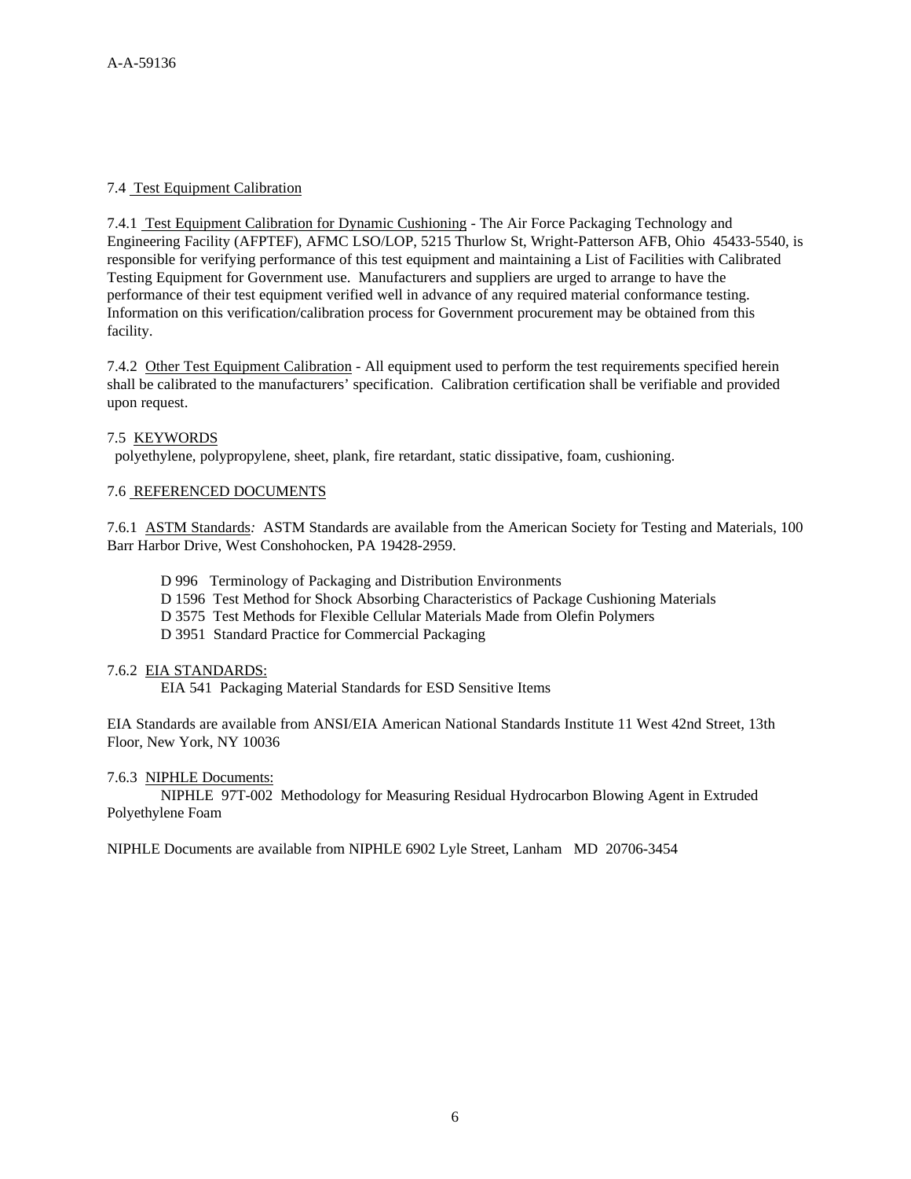7.4 Test Equipment Calibration

7.4.1 Test Equipment Calibration for Dynamic Cushioning - The Air Force Packaging Technology and Engineering Facility (AFPTEF), AFMC LSO/LOP, 5215 Thurlow St, Wright-Patterson AFB, Ohio 45433-5540, is responsible for verifying performance of this test equipment and maintaining a List of Facilities with Calibrated Testing Equipment for Government use. Manufacturers and suppliers are urged to arrange to have the performance of their test equipment verified well in advance of any required material conformance testing. Information on this verification/calibration process for Government procurement may be obtained from this facility.

7.4.2 Other Test Equipment Calibration - All equipment used to perform the test requirements specified herein shall be calibrated to the manufacturers' specification. Calibration certification shall be verifiable and provided upon request.

7.5 KEYWORDS

polyethylene, polypropylene, sheet, plank, fire retardant, static dissipative, foam, cushioning.

7.6 REFERENCED DOCUMENTS

7.6.1 ASTM Standards: ASTM Standards are available from the American Society for Testing and Materials, 100 Barr Harbor Drive, West Conshohocken, PA 19428-2959.

D 996 Terminology of Packaging and Distribution Environments
D 1596 Test Method for Shock Absorbing Characteristics of Package Cushioning Materials
D 3575 Test Methods for Flexible Cellular Materials Made from Olefin Polymers
D 3951 Standard Practice for Commercial Packaging

7.6.2 EIA STANDARDS:

EIA 541 Packaging Material Standards for ESD Sensitive Items

EIA Standards are available from ANSI/EIA American National Standards Institute 11 West 42nd Street, 13th Floor, New York, NY 10036

7.6.3 NIPHLE Documents:

NIPHLE 97T-002 Methodology for Measuring Residual Hydrocarbon Blowing Agent in Extruded Polyethylene Foam

NIPHLE Documents are available from NIPHLE 6902 Lyle Street, Lanham MD 20706-3454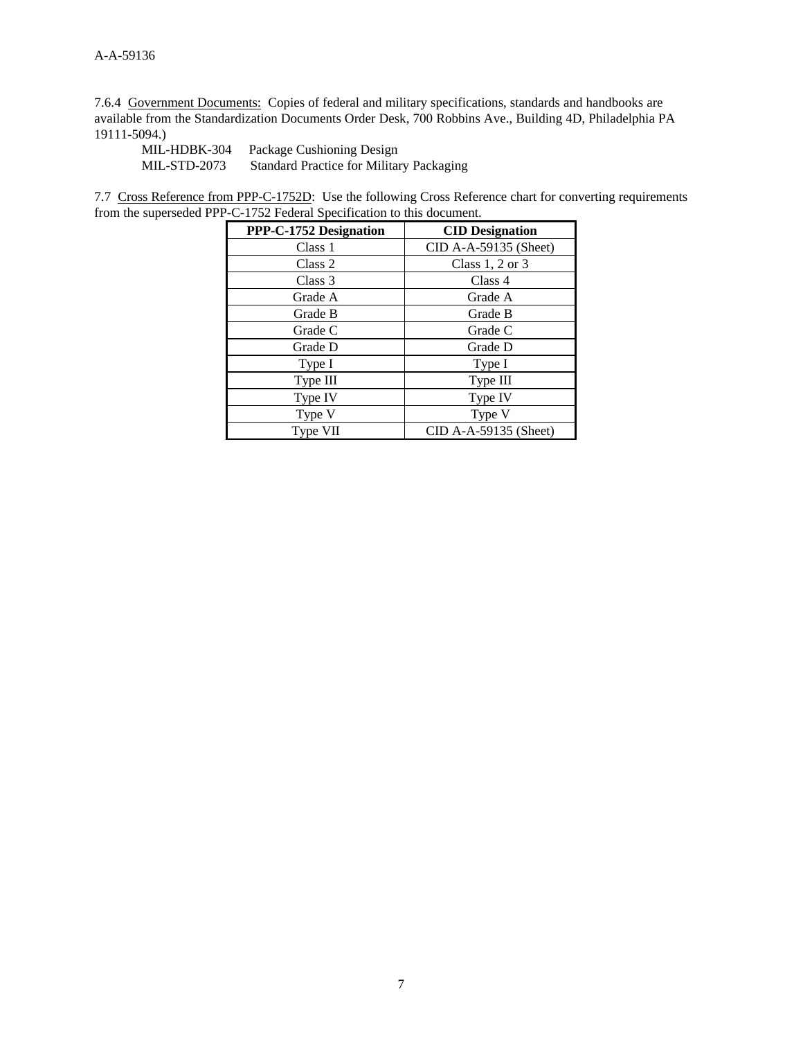7.6.4 Government Documents: Copies of federal and military specifications, standards and handbooks are available from the Standardization Documents Order Desk, 700 Robbins Ave., Building 4D, Philadelphia PA 19111-5094.)

MIL-HDBK-304 Package Cushioning Design
MIL-STD-2073 Standard Practice for Military Packaging

7.7 Cross Reference from PPP-C-1752D: Use the following Cross Reference chart for converting requirements from the superseded PPP-C-1752 Federal Specification to this document.

| PPP-C-1752 Designation | CID Designation |
|---|---|
| Class 1 | CID A-A-59135 (Sheet) |
| Class 2 | Class 1, 2 or 3 |
| Class 3 | Class 4 |
| Grade A | Grade A |
| Grade B | Grade B |
| Grade C | Grade C |
| Grade D | Grade D |
| Type I | Type I |
| Type III | Type III |
| Type IV | Type IV |
| Type V | Type V |
| Type VII | CID A-A-59135 (Sheet) |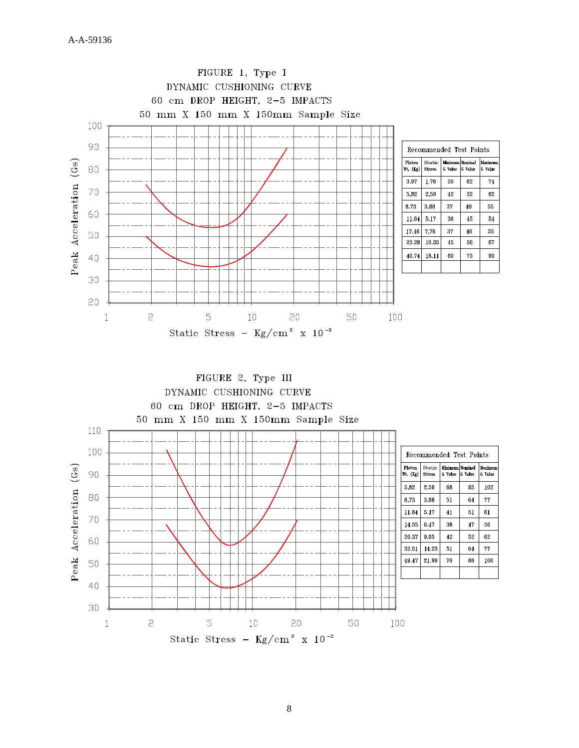FIGURE 1, Type I
DYNAMIC CUSHIONING CURVE
60 cm DROP HEIGHT, 2–5 IMPACTS
50 mm X 150 mm X 150mm Sample Size

| Recommended Test Points | | | | |
|---|---|---|---|---|
| Platen Wt. (Kg) | Static Stress | Minimum G Value | Nominal G Value | Maximum G Value |
| 3.97 | 1.76 | 50 | 62 | 74 |
| 5.82 | 2.59 | 42 | 52 | 62 |
| 8.73 | 3.88 | 37 | 46 | 55 |
| 11.64 | 5.17 | 36 | 45 | 54 |
| 17.46 | 7.76 | 37 | 46 | 55 |
| 23.28 | 10.35 | 45 | 56 | 67 |
| 40.74 | 18.11 | 60 | 75 | 90 |
| | | | | |

FIGURE 2, Type III
DYNAMIC CUSHIONING CURVE
60 cm DROP HEIGHT, 2–5 IMPACTS
50 mm X 150 mm X 150mm Sample Size

| Recommended Test Points | | | | |
|---|---|---|---|---|
| Platen Wt. (Kg) | Static Stress | Minimum G Value | Nominal G Value | Maximum G Value |
| 5.82 | 2.59 | 68 | 85 | 102 |
| 8.73 | 3.88 | 51 | 64 | 77 |
| 11.64 | 5.17 | 41 | 51 | 61 |
| 14.55 | 6.47 | 38 | 47 | 56 |
| 20.37 | 9.05 | 42 | 52 | 62 |
| 32.01 | 14.23 | 51 | 64 | 77 |
| 49.47 | 21.99 | 70 | 88 | 106 |
| | | | | |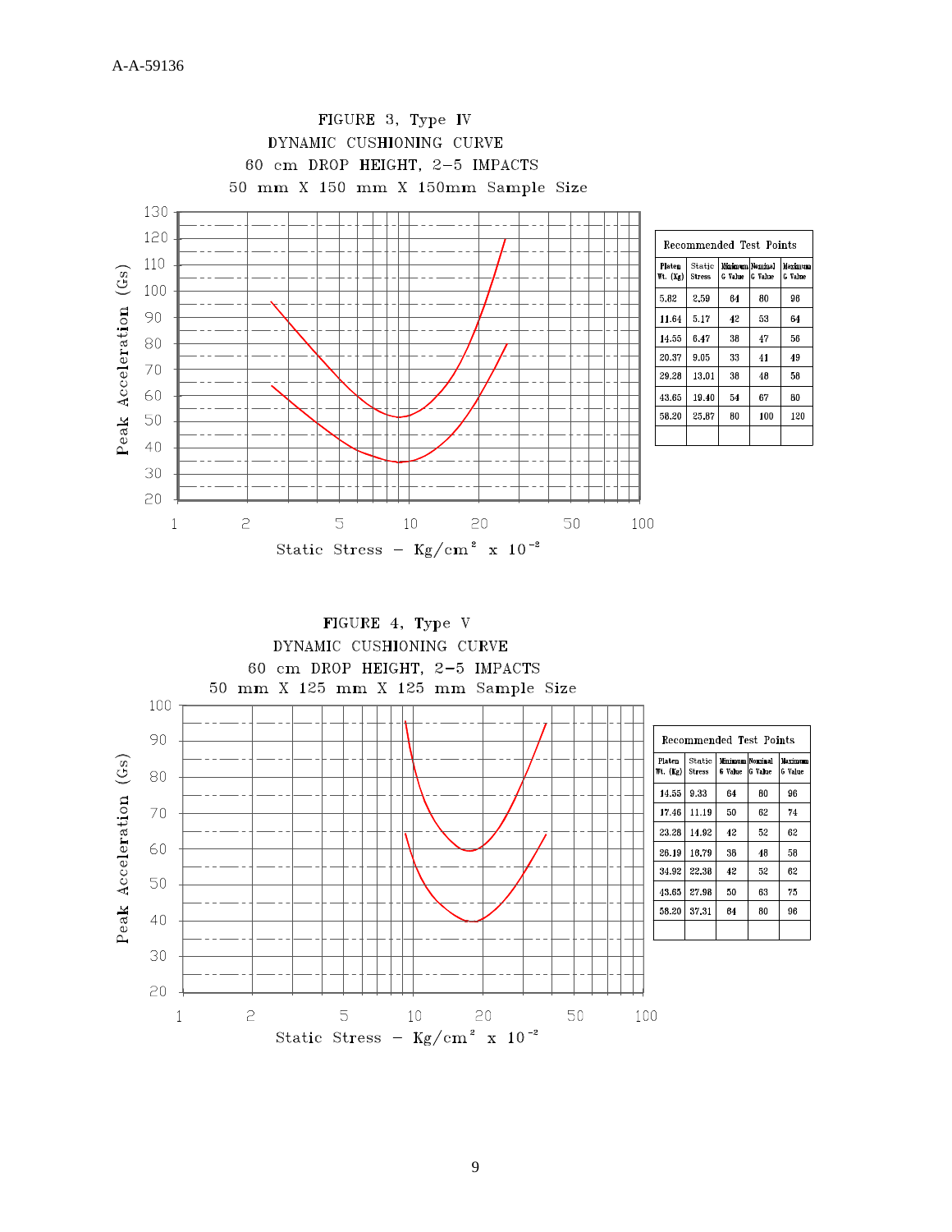FIGURE 3, Type IV
DYNAMIC CUSHIONING CURVE
60 cm DROP HEIGHT, 2–5 IMPACTS
50 mm X 150 mm X 150mm Sample Size

| Recommended Test Points | | | | |
|---|---|---|---|---|
| Platen Wt. (Kg) | Static Stress | Minimum G Value | Nominal G Value | Maximum G Value |
| 5.82 | 2.59 | 64 | 80 | 96 |
| 11.64 | 5.17 | 42 | 53 | 64 |
| 14.55 | 6.47 | 38 | 47 | 56 |
| 20.37 | 9.05 | 33 | 41 | 49 |
| 29.28 | 13.01 | 38 | 48 | 58 |
| 43.65 | 19.40 | 54 | 67 | 80 |
| 58.20 | 25.87 | 80 | 100 | 120 |
| | | | | |

Peak Acceleration (Gs)

Static Stress – Kg/cm$^2$ x $10^{-2}$

FIGURE 4, Type V
DYNAMIC CUSHIONING CURVE
60 cm DROP HEIGHT, 2–5 IMPACTS
50 mm X 125 mm X 125 mm Sample Size

| Recommended Test Points | | | | |
|---|---|---|---|---|
| Platen Wt. (Kg) | Static Stress | Minimum G Value | Nominal G Value | Maximum G Value |
| 14.55 | 9.33 | 64 | 80 | 96 |
| 17.46 | 11.19 | 50 | 62 | 74 |
| 23.28 | 14.92 | 42 | 52 | 62 |
| 26.19 | 16.79 | 38 | 48 | 58 |
| 34.92 | 22.38 | 42 | 52 | 62 |
| 43.65 | 27.98 | 50 | 63 | 75 |
| 58.20 | 37.31 | 64 | 80 | 96 |
| | | | | |

Peak Acceleration (Gs)

Static Stress – Kg/cm$^2$ x $10^{-2}$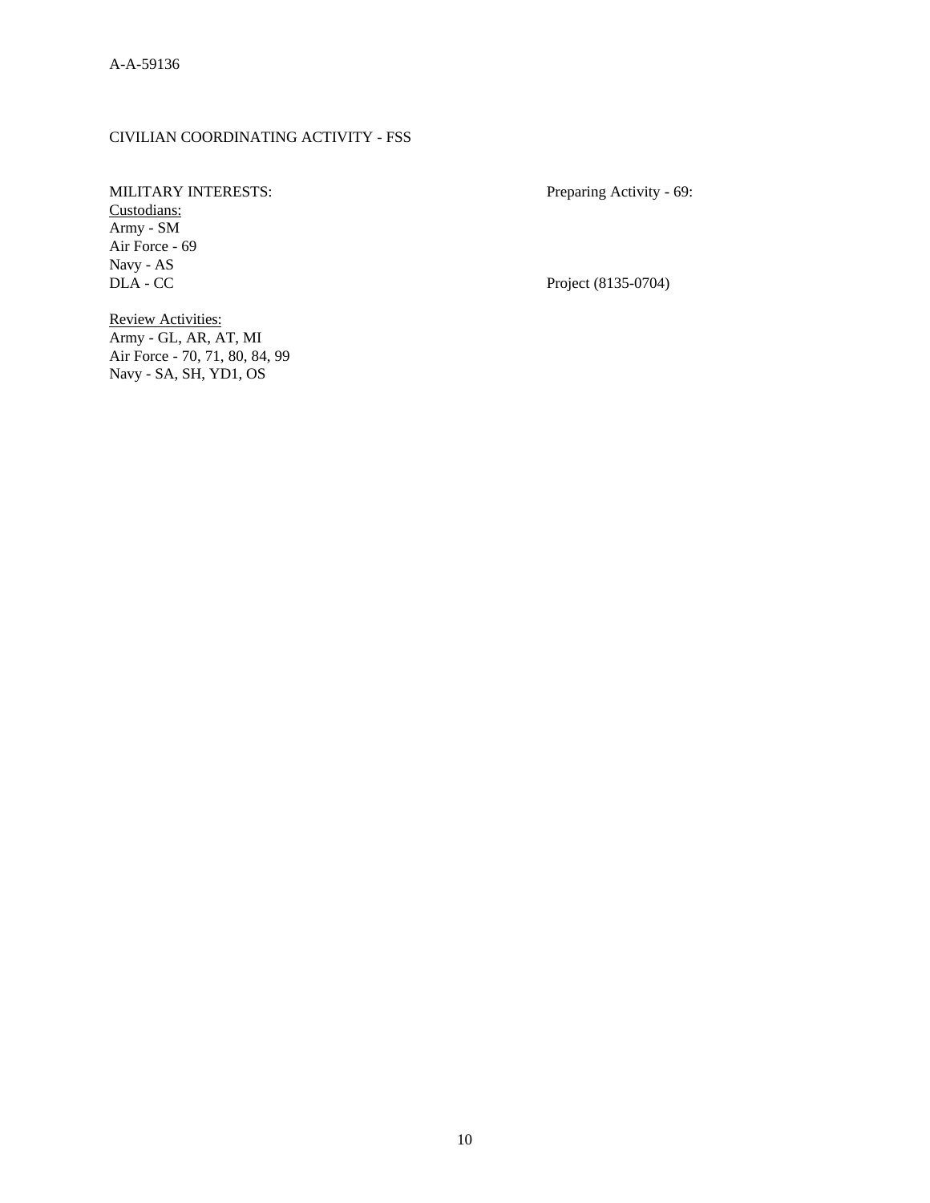CIVILIAN COORDINATING ACTIVITY - FSS

MILITARY INTERESTS:

Custodians:
Army - SM
Air Force - 69
Navy - AS
DLA - CC

Preparing Activity - 69:

Project (8135-0704)

Review Activities:
Army - GL, AR, AT, MI
Air Force - 70, 71, 80, 84, 99
Navy - SA, SH, YD1, OS